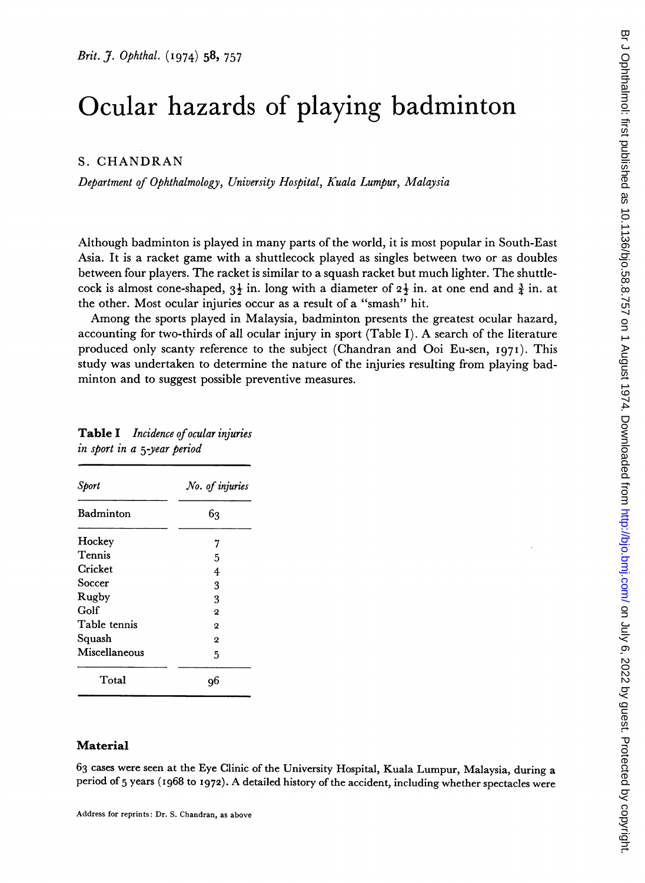# Ocular hazards of playing badminton

S. CHANDRAN

*Department of Ophthalmology, University Hospital, Kuala Lumpur, Malaysia*

Although badminton is played in many parts of the world, it is most popular in South-East Asia. It is a racket game with a shuttlecock played as singles between two or as doubles between four players. The racket is similar to a squash racket but much lighter. The shuttlecock is almost cone-shaped, $3\frac{1}{2}$ in. long with a diameter of $2\frac{1}{2}$ in. at one end and $\frac{3}{4}$ in. at the other. Most ocular injuries occur as a result of a "smash" hit.

Among the sports played in Malaysia, badminton presents the greatest ocular hazard, accounting for two-thirds of all ocular injury in sport (Table I). A search of the literature produced only scanty reference to the subject (Chandran and Ooi Eu-sen, 1971). This study was undertaken to determine the nature of the injuries resulting from playing badminton and to suggest possible preventive measures.

**Table I** *Incidence of ocular injuries in sport in a 5-year period*

| *Sport* | *No. of injuries* |
|---|---|
| Badminton | 63 |
| Hockey | 7 |
| Tennis | 5 |
| Cricket | 4 |
| Soccer | 3 |
| Rugby | 3 |
| Golf | 2 |
| Table tennis | 2 |
| Squash | 2 |
| Miscellaneous | 5 |
| Total | 96 |

## Material

63 cases were seen at the Eye Clinic of the University Hospital, Kuala Lumpur, Malaysia, during a period of 5 years (1968 to 1972). A detailed history of the accident, including whether spectacles were

Address for reprints: Dr. S. Chandran, as above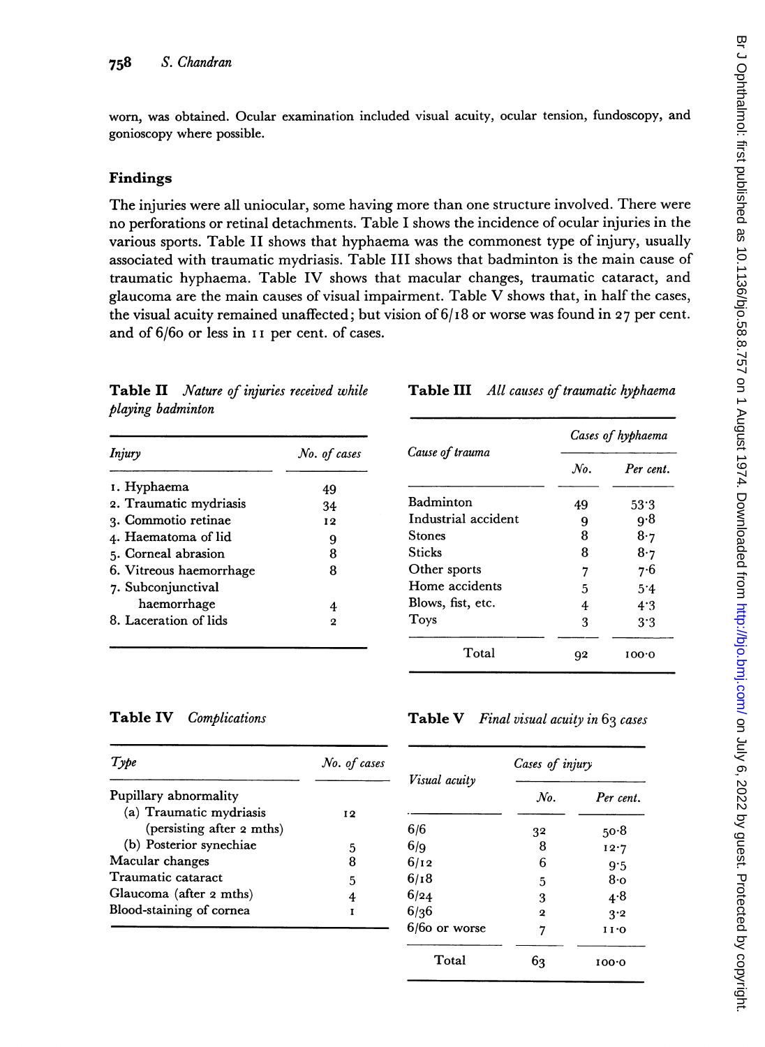worn, was obtained. Ocular examination included visual acuity, ocular tension, fundoscopy, and gonioscopy where possible.

## Findings

The injuries were all uniocular, some having more than one structure involved. There were no perforations or retinal detachments. Table I shows the incidence of ocular injuries in the various sports. Table II shows that hyphaema was the commonest type of injury, usually associated with traumatic mydriasis. Table III shows that badminton is the main cause of traumatic hyphaema. Table IV shows that macular changes, traumatic cataract, and glaucoma are the main causes of visual impairment. Table V shows that, in half the cases, the visual acuity remained unaffected; but vision of 6/18 or worse was found in 27 per cent. and of 6/60 or less in 11 per cent. of cases.

**Table II** *Nature of injuries received while playing badminton*

| *Injury* | *No. of cases* |
|---|---|
| 1. Hyphaema | 49 |
| 2. Traumatic mydriasis | 34 |
| 3. Commotio retinae | 12 |
| 4. Haematoma of lid | 9 |
| 5. Corneal abrasion | 8 |
| 6. Vitreous haemorrhage | 8 |
| 7. Subconjunctival haemorrhage | 4 |
| 8. Laceration of lids | 2 |

**Table III** *All causes of traumatic hyphaema*

| *Cause of trauma* | *Cases of hyphaema* | |
|---|---|---|
| | *No.* | *Per cent.* |
| Badminton | 49 | 53·3 |
| Industrial accident | 9 | 9·8 |
| Stones | 8 | 8·7 |
| Sticks | 8 | 8·7 |
| Other sports | 7 | 7·6 |
| Home accidents | 5 | 5·4 |
| Blows, fist, etc. | 4 | 4·3 |
| Toys | 3 | 3·3 |
| Total | 92 | 100·0 |

**Table IV** *Complications*

| *Type* | *No. of cases* |
|---|---|
| Pupillary abnormality | |
| (a) Traumatic mydriasis (persisting after 2 mths) | 12 |
| (b) Posterior synechiae | 5 |
| Macular changes | 8 |
| Traumatic cataract | 5 |
| Glaucoma (after 2 mths) | 4 |
| Blood-staining of cornea | 1 |

**Table V** *Final visual acuity in 63 cases*

| *Visual acuity* | *Cases of injury* | |
|---|---|---|
| | *No.* | *Per cent.* |
| 6/6 | 32 | 50·8 |
| 6/9 | 8 | 12·7 |
| 6/12 | 6 | 9·5 |
| 6/18 | 5 | 8·0 |
| 6/24 | 3 | 4·8 |
| 6/36 | 2 | 3·2 |
| 6/60 or worse | 7 | 11·0 |
| Total | 63 | 100·0 |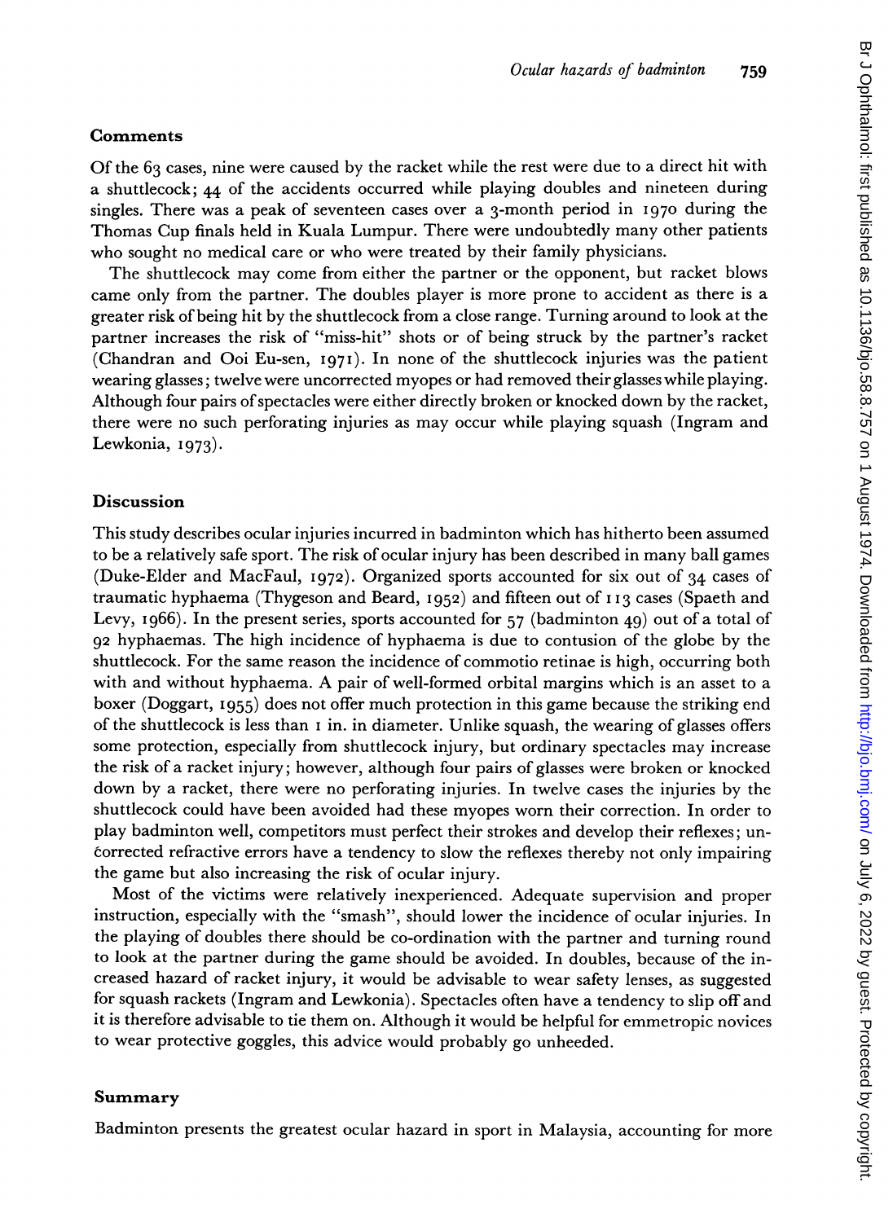## Comments

Of the 63 cases, nine were caused by the racket while the rest were due to a direct hit with a shuttlecock; 44 of the accidents occurred while playing doubles and nineteen during singles. There was a peak of seventeen cases over a 3-month period in 1970 during the Thomas Cup finals held in Kuala Lumpur. There were undoubtedly many other patients who sought no medical care or who were treated by their family physicians.

The shuttlecock may come from either the partner or the opponent, but racket blows came only from the partner. The doubles player is more prone to accident as there is a greater risk of being hit by the shuttlecock from a close range. Turning around to look at the partner increases the risk of "miss-hit" shots or of being struck by the partner's racket (Chandran and Ooi Eu-sen, 1971). In none of the shuttlecock injuries was the patient wearing glasses; twelve were uncorrected myopes or had removed their glasses while playing. Although four pairs of spectacles were either directly broken or knocked down by the racket, there were no such perforating injuries as may occur while playing squash (Ingram and Lewkonia, 1973).

## Discussion

This study describes ocular injuries incurred in badminton which has hitherto been assumed to be a relatively safe sport. The risk of ocular injury has been described in many ball games (Duke-Elder and MacFaul, 1972). Organized sports accounted for six out of 34 cases of traumatic hyphaema (Thygeson and Beard, 1952) and fifteen out of 113 cases (Spaeth and Levy, 1966). In the present series, sports accounted for 57 (badminton 49) out of a total of 92 hyphaemas. The high incidence of hyphaema is due to contusion of the globe by the shuttlecock. For the same reason the incidence of commotio retinae is high, occurring both with and without hyphaema. A pair of well-formed orbital margins which is an asset to a boxer (Doggart, 1955) does not offer much protection in this game because the striking end of the shuttlecock is less than 1 in. in diameter. Unlike squash, the wearing of glasses offers some protection, especially from shuttlecock injury, but ordinary spectacles may increase the risk of a racket injury; however, although four pairs of glasses were broken or knocked down by a racket, there were no perforating injuries. In twelve cases the injuries by the shuttlecock could have been avoided had these myopes worn their correction. In order to play badminton well, competitors must perfect their strokes and develop their reflexes; uncorrected refractive errors have a tendency to slow the reflexes thereby not only impairing the game but also increasing the risk of ocular injury.

Most of the victims were relatively inexperienced. Adequate supervision and proper instruction, especially with the "smash", should lower the incidence of ocular injuries. In the playing of doubles there should be co-ordination with the partner and turning round to look at the partner during the game should be avoided. In doubles, because of the increased hazard of racket injury, it would be advisable to wear safety lenses, as suggested for squash rackets (Ingram and Lewkonia). Spectacles often have a tendency to slip off and it is therefore advisable to tie them on. Although it would be helpful for emmetropic novices to wear protective goggles, this advice would probably go unheeded.

## Summary

Badminton presents the greatest ocular hazard in sport in Malaysia, accounting for more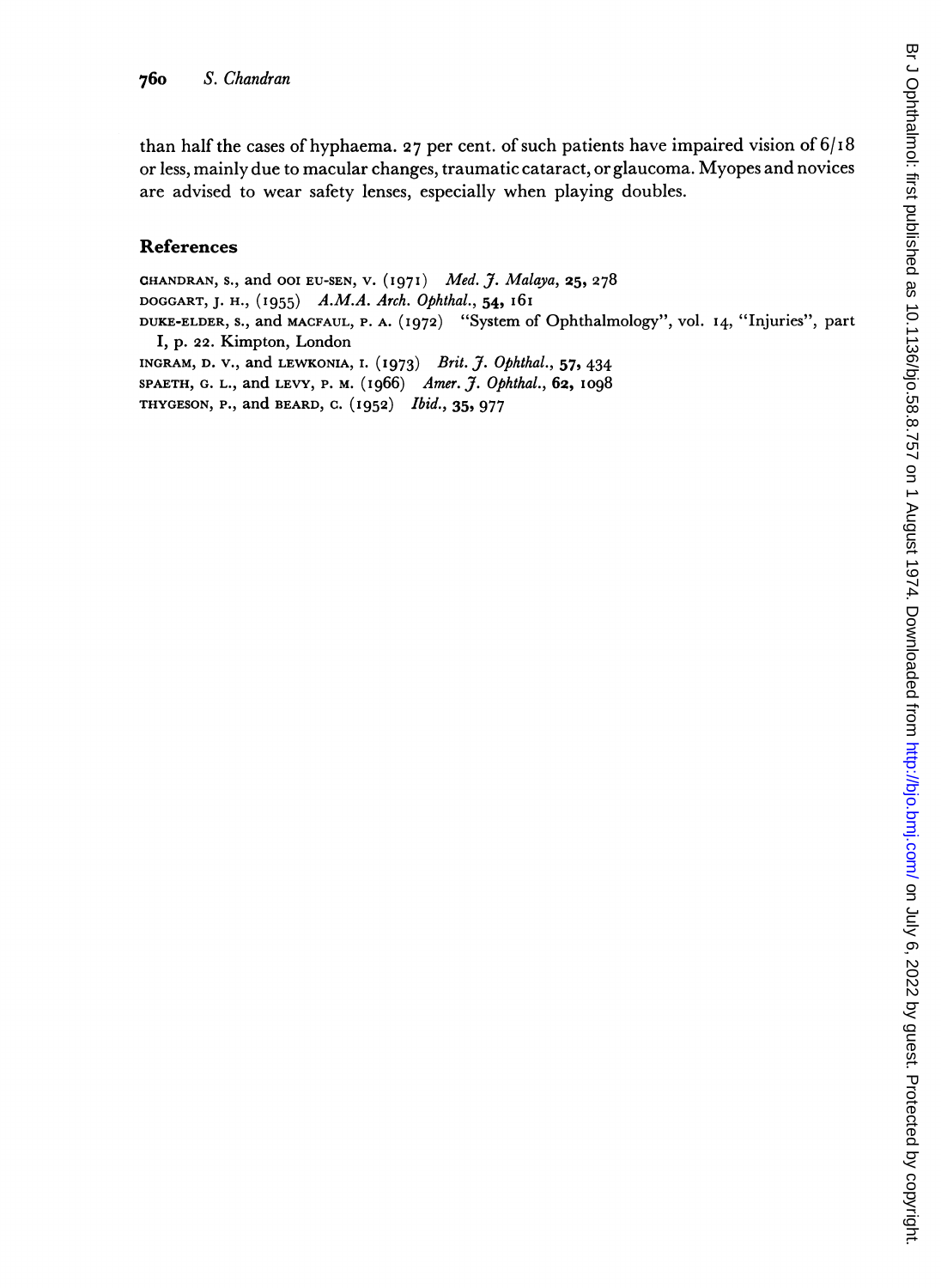than half the cases of hyphaema. 27 per cent. of such patients have impaired vision of 6/18 or less, mainly due to macular changes, traumatic cataract, or glaucoma. Myopes and novices are advised to wear safety lenses, especially when playing doubles.

## References

CHANDRAN, S., and OOI EU-SEN, V. (1971) *Med. J. Malaya*, **25**, 278

DOGGART, J. H., (1955) *A.M.A. Arch. Ophthal.*, **54**, 161

DUKE-ELDER, S., and MACFAUL, P. A. (1972) "System of Ophthalmology", vol. 14, "Injuries", part I, p. 22. Kimpton, London

INGRAM, D. V., and LEWKONIA, I. (1973) *Brit. J. Ophthal.*, **57**, 434

SPAETH, G. L., and LEVY, P. M. (1966) *Amer. J. Ophthal.*, **62**, 1098

THYGESON, P., and BEARD, C. (1952) *Ibid.*, **35**, 977